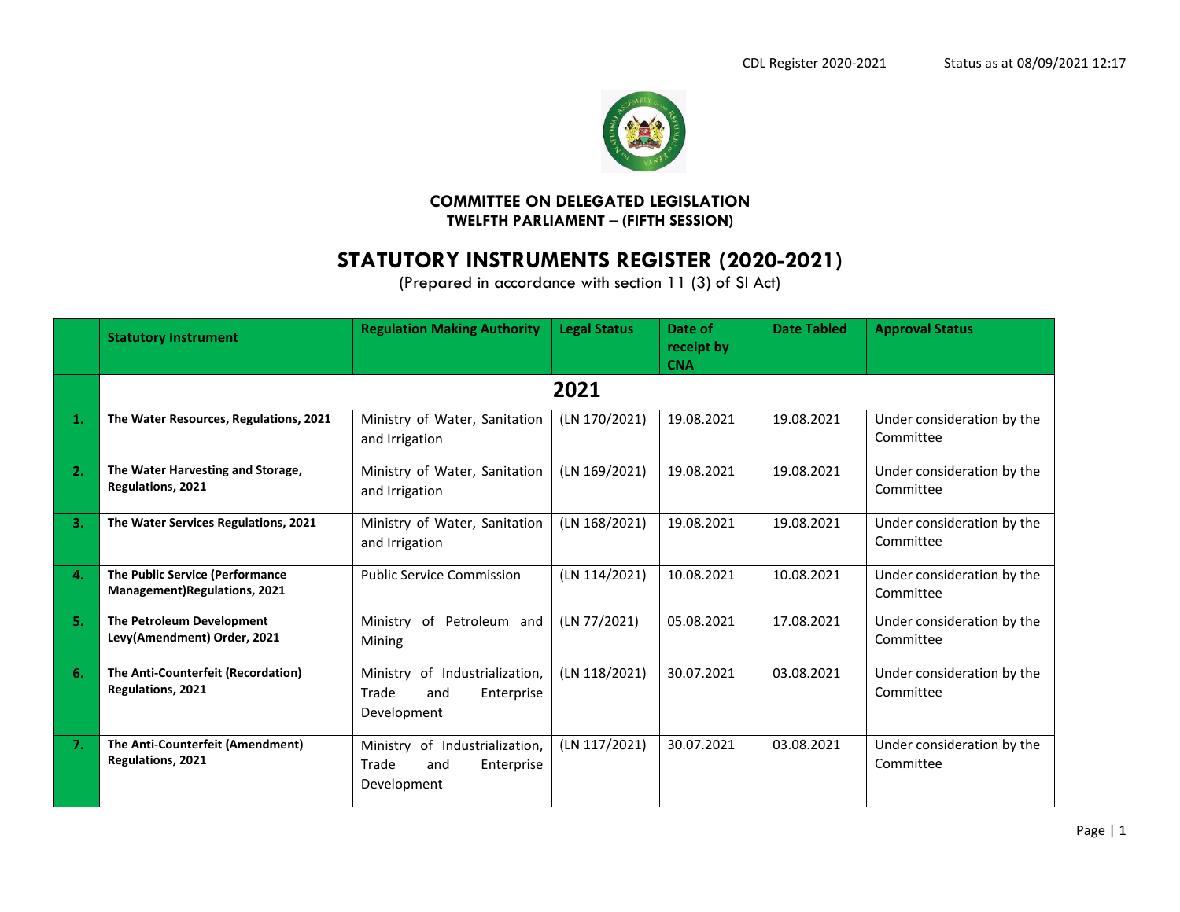CDL Register 2020-2021 Status as at 08/09/2021 12:17

**COMMITTEE ON DELEGATED LEGISLATION**
**TWELFTH PARLIAMENT – (FIFTH SESSION)**

# STATUTORY INSTRUMENTS REGISTER (2020-2021)

(Prepared in accordance with section 11 (3) of SI Act)

| | Statutory Instrument | Regulation Making Authority | Legal Status | Date of receipt by CNA | Date Tabled | Approval Status |
|---|---|---|---|---|---|---|
| | **2021** | | | | | |
| 1. | **The Water Resources, Regulations, 2021** | Ministry of Water, Sanitation and Irrigation | (LN 170/2021) | 19.08.2021 | 19.08.2021 | Under consideration by the Committee |
| 2. | **The Water Harvesting and Storage, Regulations, 2021** | Ministry of Water, Sanitation and Irrigation | (LN 169/2021) | 19.08.2021 | 19.08.2021 | Under consideration by the Committee |
| 3. | **The Water Services Regulations, 2021** | Ministry of Water, Sanitation and Irrigation | (LN 168/2021) | 19.08.2021 | 19.08.2021 | Under consideration by the Committee |
| 4. | **The Public Service (Performance Management)Regulations, 2021** | Public Service Commission | (LN 114/2021) | 10.08.2021 | 10.08.2021 | Under consideration by the Committee |
| 5. | **The Petroleum Development Levy(Amendment) Order, 2021** | Ministry of Petroleum and Mining | (LN 77/2021) | 05.08.2021 | 17.08.2021 | Under consideration by the Committee |
| 6. | **The Anti-Counterfeit (Recordation) Regulations, 2021** | Ministry of Industrialization, Trade and Enterprise Development | (LN 118/2021) | 30.07.2021 | 03.08.2021 | Under consideration by the Committee |
| 7. | **The Anti-Counterfeit (Amendment) Regulations, 2021** | Ministry of Industrialization, Trade and Enterprise Development | (LN 117/2021) | 30.07.2021 | 03.08.2021 | Under consideration by the Committee |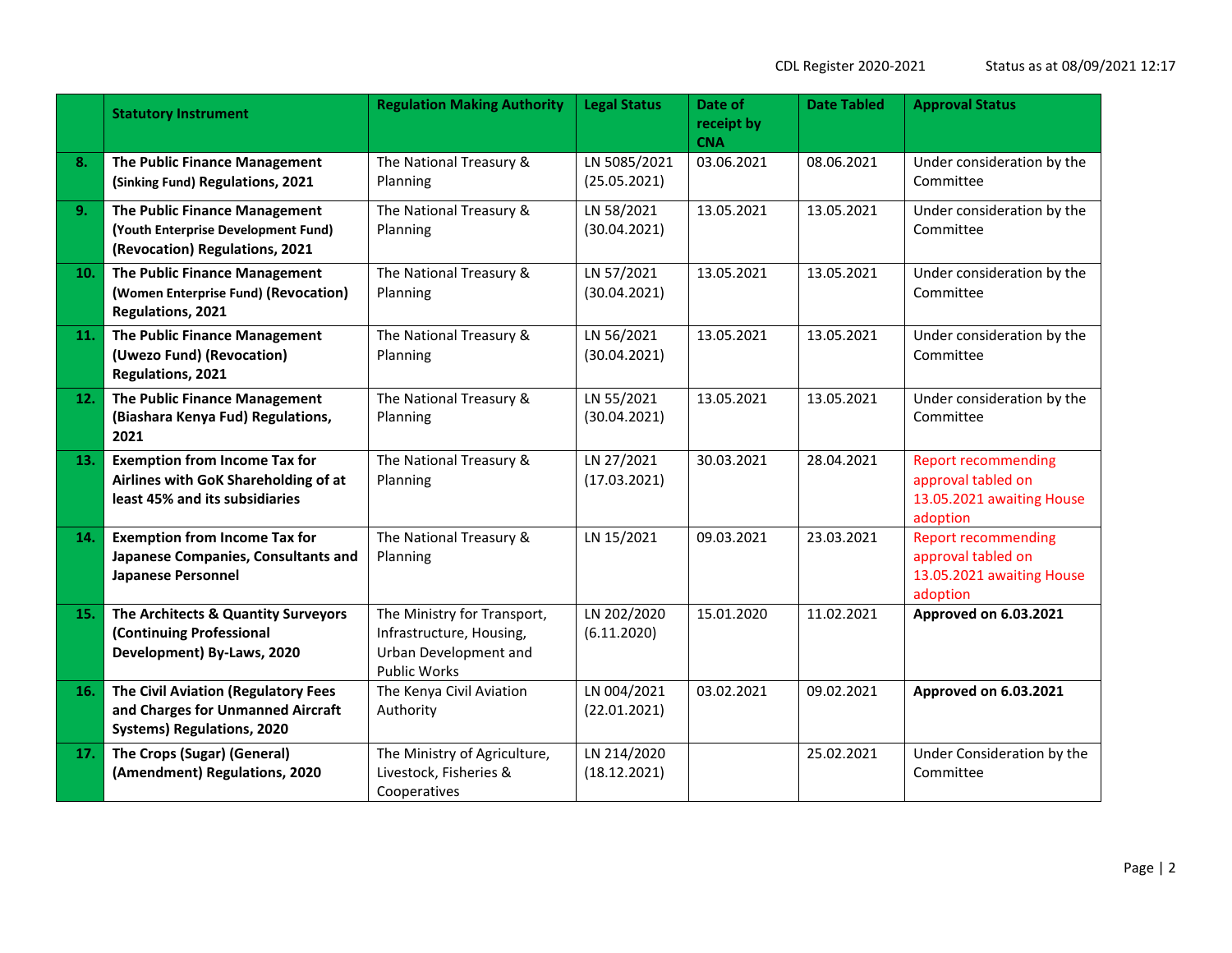| | Statutory Instrument | Regulation Making Authority | Legal Status | Date of receipt by CNA | Date Tabled | Approval Status |
|---|---|---|---|---|---|---|
| 8. | **The Public Finance Management (Sinking Fund) Regulations, 2021** | The National Treasury & Planning | LN 5085/2021 (25.05.2021) | 03.06.2021 | 08.06.2021 | Under consideration by the Committee |
| 9. | **The Public Finance Management (Youth Enterprise Development Fund) (Revocation) Regulations, 2021** | The National Treasury & Planning | LN 58/2021 (30.04.2021) | 13.05.2021 | 13.05.2021 | Under consideration by the Committee |
| 10. | **The Public Finance Management (Women Enterprise Fund) (Revocation) Regulations, 2021** | The National Treasury & Planning | LN 57/2021 (30.04.2021) | 13.05.2021 | 13.05.2021 | Under consideration by the Committee |
| 11. | **The Public Finance Management (Uwezo Fund) (Revocation) Regulations, 2021** | The National Treasury & Planning | LN 56/2021 (30.04.2021) | 13.05.2021 | 13.05.2021 | Under consideration by the Committee |
| 12. | **The Public Finance Management (Biashara Kenya Fud) Regulations, 2021** | The National Treasury & Planning | LN 55/2021 (30.04.2021) | 13.05.2021 | 13.05.2021 | Under consideration by the Committee |
| 13. | **Exemption from Income Tax for Airlines with GoK Shareholding of at least 45% and its subsidiaries** | The National Treasury & Planning | LN 27/2021 (17.03.2021) | 30.03.2021 | 28.04.2021 | Report recommending approval tabled on 13.05.2021 awaiting House adoption |
| 14. | **Exemption from Income Tax for Japanese Companies, Consultants and Japanese Personnel** | The National Treasury & Planning | LN 15/2021 | 09.03.2021 | 23.03.2021 | Report recommending approval tabled on 13.05.2021 awaiting House adoption |
| 15. | **The Architects & Quantity Surveyors (Continuing Professional Development) By-Laws, 2020** | The Ministry for Transport, Infrastructure, Housing, Urban Development and Public Works | LN 202/2020 (6.11.2020) | 15.01.2020 | 11.02.2021 | **Approved on 6.03.2021** |
| 16. | **The Civil Aviation (Regulatory Fees and Charges for Unmanned Aircraft Systems) Regulations, 2020** | The Kenya Civil Aviation Authority | LN 004/2021 (22.01.2021) | 03.02.2021 | 09.02.2021 | **Approved on 6.03.2021** |
| 17. | **The Crops (Sugar) (General) (Amendment) Regulations, 2020** | The Ministry of Agriculture, Livestock, Fisheries & Cooperatives | LN 214/2020 (18.12.2021) | | 25.02.2021 | Under Consideration by the Committee |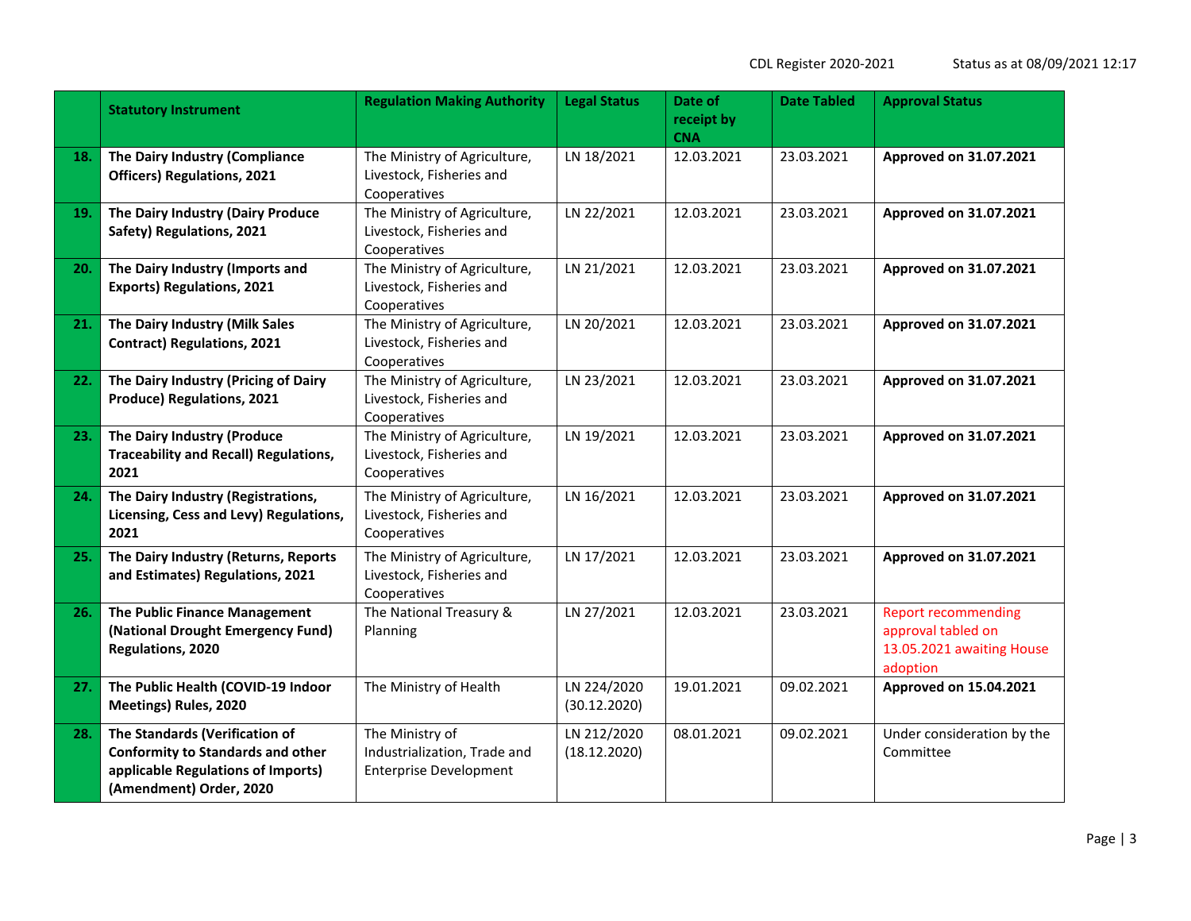| | Statutory Instrument | Regulation Making Authority | Legal Status | Date of receipt by CNA | Date Tabled | Approval Status |
|---|---|---|---|---|---|---|
| **18.** | **The Dairy Industry (Compliance Officers) Regulations, 2021** | The Ministry of Agriculture, Livestock, Fisheries and Cooperatives | LN 18/2021 | 12.03.2021 | 23.03.2021 | **Approved on 31.07.2021** |
| **19.** | **The Dairy Industry (Dairy Produce Safety) Regulations, 2021** | The Ministry of Agriculture, Livestock, Fisheries and Cooperatives | LN 22/2021 | 12.03.2021 | 23.03.2021 | **Approved on 31.07.2021** |
| **20.** | **The Dairy Industry (Imports and Exports) Regulations, 2021** | The Ministry of Agriculture, Livestock, Fisheries and Cooperatives | LN 21/2021 | 12.03.2021 | 23.03.2021 | **Approved on 31.07.2021** |
| **21.** | **The Dairy Industry (Milk Sales Contract) Regulations, 2021** | The Ministry of Agriculture, Livestock, Fisheries and Cooperatives | LN 20/2021 | 12.03.2021 | 23.03.2021 | **Approved on 31.07.2021** |
| **22.** | **The Dairy Industry (Pricing of Dairy Produce) Regulations, 2021** | The Ministry of Agriculture, Livestock, Fisheries and Cooperatives | LN 23/2021 | 12.03.2021 | 23.03.2021 | **Approved on 31.07.2021** |
| **23.** | **The Dairy Industry (Produce Traceability and Recall) Regulations, 2021** | The Ministry of Agriculture, Livestock, Fisheries and Cooperatives | LN 19/2021 | 12.03.2021 | 23.03.2021 | **Approved on 31.07.2021** |
| **24.** | **The Dairy Industry (Registrations, Licensing, Cess and Levy) Regulations, 2021** | The Ministry of Agriculture, Livestock, Fisheries and Cooperatives | LN 16/2021 | 12.03.2021 | 23.03.2021 | **Approved on 31.07.2021** |
| **25.** | **The Dairy Industry (Returns, Reports and Estimates) Regulations, 2021** | The Ministry of Agriculture, Livestock, Fisheries and Cooperatives | LN 17/2021 | 12.03.2021 | 23.03.2021 | **Approved on 31.07.2021** |
| **26.** | **The Public Finance Management (National Drought Emergency Fund) Regulations, 2020** | The National Treasury & Planning | LN 27/2021 | 12.03.2021 | 23.03.2021 | Report recommending approval tabled on 13.05.2021 awaiting House adoption |
| **27.** | **The Public Health (COVID-19 Indoor Meetings) Rules, 2020** | The Ministry of Health | LN 224/2020 (30.12.2020) | 19.01.2021 | 09.02.2021 | **Approved on 15.04.2021** |
| **28.** | **The Standards (Verification of Conformity to Standards and other applicable Regulations of Imports) (Amendment) Order, 2020** | The Ministry of Industrialization, Trade and Enterprise Development | LN 212/2020 (18.12.2020) | 08.01.2021 | 09.02.2021 | Under consideration by the Committee |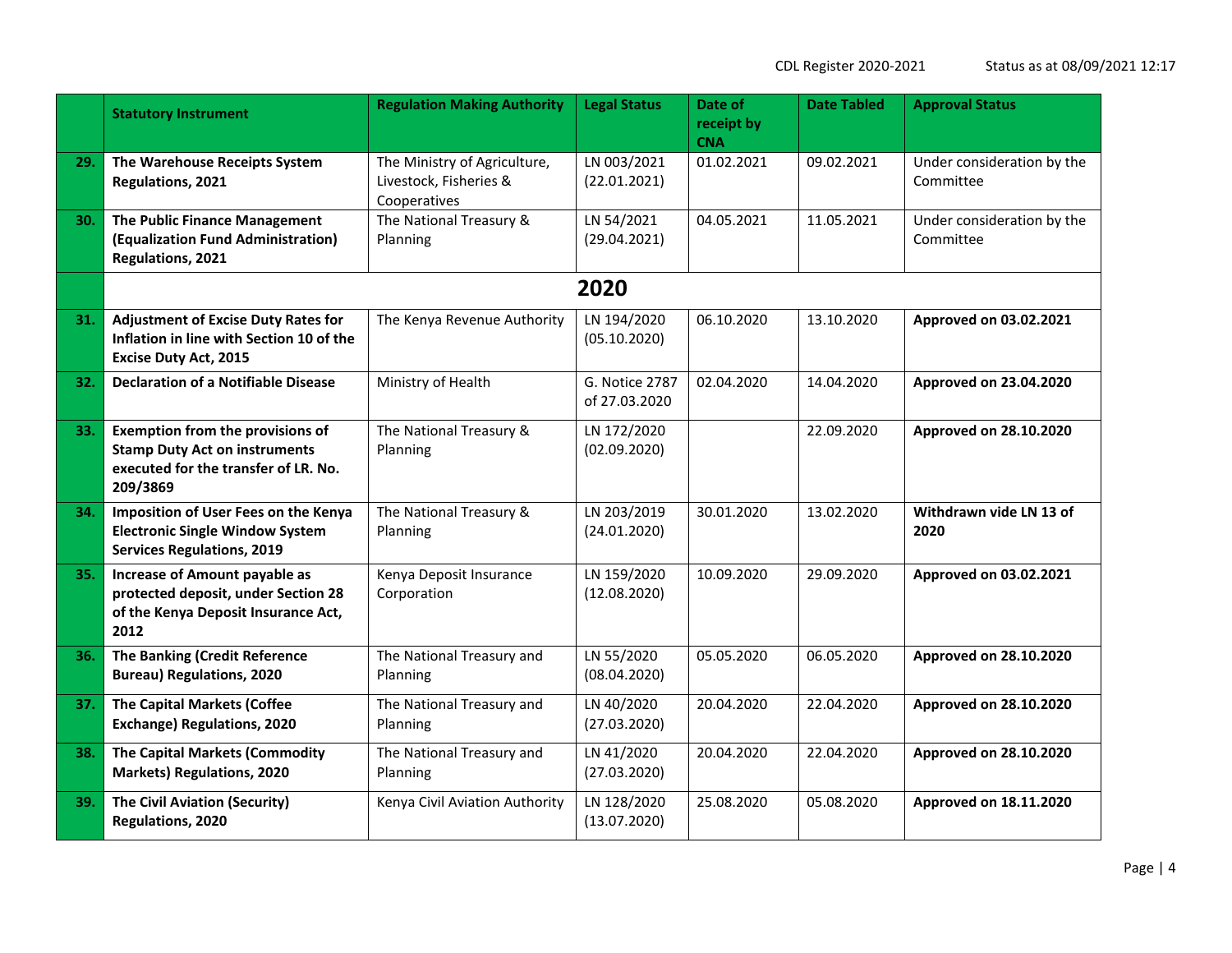| | Statutory Instrument | Regulation Making Authority | Legal Status | Date of receipt by CNA | Date Tabled | Approval Status |
|---|---|---|---|---|---|---|
| 29. | **The Warehouse Receipts System Regulations, 2021** | The Ministry of Agriculture, Livestock, Fisheries & Cooperatives | LN 003/2021 (22.01.2021) | 01.02.2021 | 09.02.2021 | Under consideration by the Committee |
| 30. | **The Public Finance Management (Equalization Fund Administration) Regulations, 2021** | The National Treasury & Planning | LN 54/2021 (29.04.2021) | 04.05.2021 | 11.05.2021 | Under consideration by the Committee |
| | **2020** | | | | | |
| 31. | **Adjustment of Excise Duty Rates for Inflation in line with Section 10 of the Excise Duty Act, 2015** | The Kenya Revenue Authority | LN 194/2020 (05.10.2020) | 06.10.2020 | 13.10.2020 | **Approved on 03.02.2021** |
| 32. | **Declaration of a Notifiable Disease** | Ministry of Health | G. Notice 2787 of 27.03.2020 | 02.04.2020 | 14.04.2020 | **Approved on 23.04.2020** |
| 33. | **Exemption from the provisions of Stamp Duty Act on instruments executed for the transfer of LR. No. 209/3869** | The National Treasury & Planning | LN 172/2020 (02.09.2020) | | 22.09.2020 | **Approved on 28.10.2020** |
| 34. | **Imposition of User Fees on the Kenya Electronic Single Window System Services Regulations, 2019** | The National Treasury & Planning | LN 203/2019 (24.01.2020) | 30.01.2020 | 13.02.2020 | **Withdrawn vide LN 13 of 2020** |
| 35. | **Increase of Amount payable as protected deposit, under Section 28 of the Kenya Deposit Insurance Act, 2012** | Kenya Deposit Insurance Corporation | LN 159/2020 (12.08.2020) | 10.09.2020 | 29.09.2020 | **Approved on 03.02.2021** |
| 36. | **The Banking (Credit Reference Bureau) Regulations, 2020** | The National Treasury and Planning | LN 55/2020 (08.04.2020) | 05.05.2020 | 06.05.2020 | **Approved on 28.10.2020** |
| 37. | **The Capital Markets (Coffee Exchange) Regulations, 2020** | The National Treasury and Planning | LN 40/2020 (27.03.2020) | 20.04.2020 | 22.04.2020 | **Approved on 28.10.2020** |
| 38. | **The Capital Markets (Commodity Markets) Regulations, 2020** | The National Treasury and Planning | LN 41/2020 (27.03.2020) | 20.04.2020 | 22.04.2020 | **Approved on 28.10.2020** |
| 39. | **The Civil Aviation (Security) Regulations, 2020** | Kenya Civil Aviation Authority | LN 128/2020 (13.07.2020) | 25.08.2020 | 05.08.2020 | **Approved on 18.11.2020** |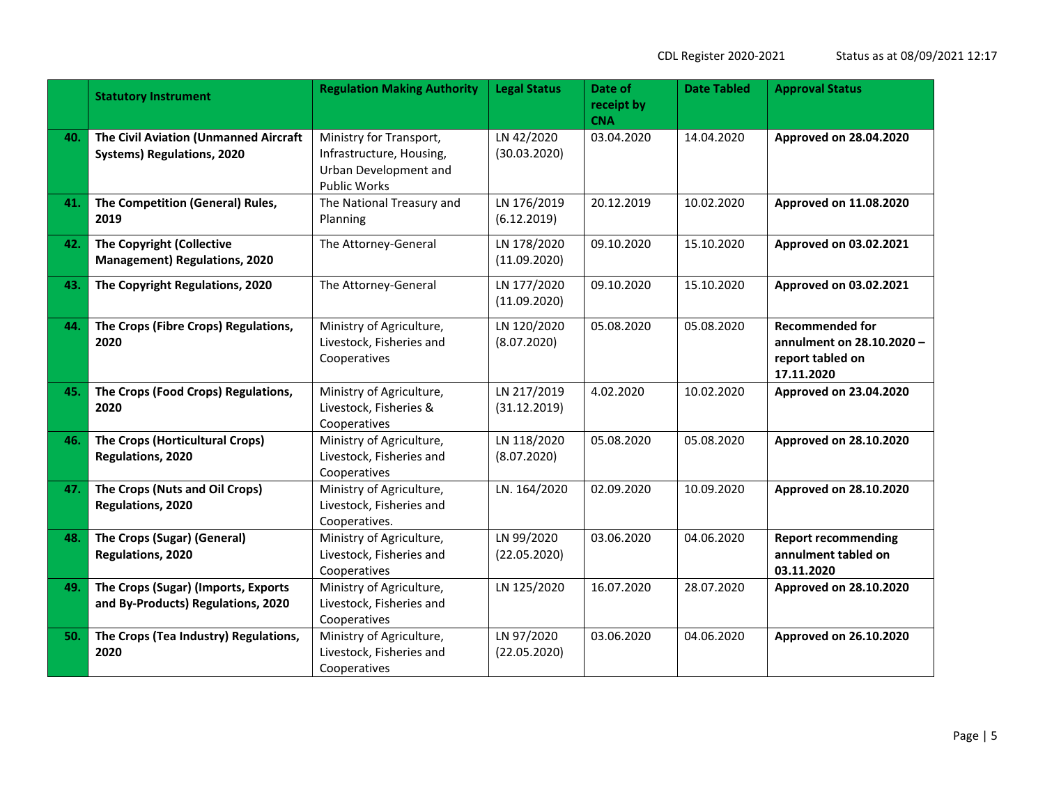| | **Statutory Instrument** | **Regulation Making Authority** | **Legal Status** | **Date of receipt by CNA** | **Date Tabled** | **Approval Status** |
|---|---|---|---|---|---|---|
| **40.** | **The Civil Aviation (Unmanned Aircraft Systems) Regulations, 2020** | Ministry for Transport, Infrastructure, Housing, Urban Development and Public Works | LN 42/2020 (30.03.2020) | 03.04.2020 | 14.04.2020 | **Approved on 28.04.2020** |
| **41.** | **The Competition (General) Rules, 2019** | The National Treasury and Planning | LN 176/2019 (6.12.2019) | 20.12.2019 | 10.02.2020 | **Approved on 11.08.2020** |
| **42.** | **The Copyright (Collective Management) Regulations, 2020** | The Attorney-General | LN 178/2020 (11.09.2020) | 09.10.2020 | 15.10.2020 | **Approved on 03.02.2021** |
| **43.** | **The Copyright Regulations, 2020** | The Attorney-General | LN 177/2020 (11.09.2020) | 09.10.2020 | 15.10.2020 | **Approved on 03.02.2021** |
| **44.** | **The Crops (Fibre Crops) Regulations, 2020** | Ministry of Agriculture, Livestock, Fisheries and Cooperatives | LN 120/2020 (8.07.2020) | 05.08.2020 | 05.08.2020 | **Recommended for annulment on 28.10.2020 – report tabled on 17.11.2020** |
| **45.** | **The Crops (Food Crops) Regulations, 2020** | Ministry of Agriculture, Livestock, Fisheries & Cooperatives | LN 217/2019 (31.12.2019) | 4.02.2020 | 10.02.2020 | **Approved on 23.04.2020** |
| **46.** | **The Crops (Horticultural Crops) Regulations, 2020** | Ministry of Agriculture, Livestock, Fisheries and Cooperatives | LN 118/2020 (8.07.2020) | 05.08.2020 | 05.08.2020 | **Approved on 28.10.2020** |
| **47.** | **The Crops (Nuts and Oil Crops) Regulations, 2020** | Ministry of Agriculture, Livestock, Fisheries and Cooperatives. | LN. 164/2020 | 02.09.2020 | 10.09.2020 | **Approved on 28.10.2020** |
| **48.** | **The Crops (Sugar) (General) Regulations, 2020** | Ministry of Agriculture, Livestock, Fisheries and Cooperatives | LN 99/2020 (22.05.2020) | 03.06.2020 | 04.06.2020 | **Report recommending annulment tabled on 03.11.2020** |
| **49.** | **The Crops (Sugar) (Imports, Exports and By-Products) Regulations, 2020** | Ministry of Agriculture, Livestock, Fisheries and Cooperatives | LN 125/2020 | 16.07.2020 | 28.07.2020 | **Approved on 28.10.2020** |
| **50.** | **The Crops (Tea Industry) Regulations, 2020** | Ministry of Agriculture, Livestock, Fisheries and Cooperatives | LN 97/2020 (22.05.2020) | 03.06.2020 | 04.06.2020 | **Approved on 26.10.2020** |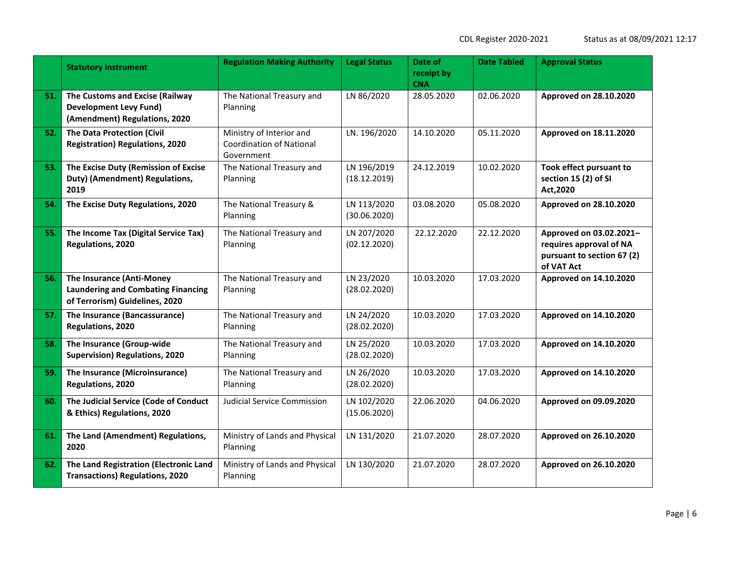| | Statutory Instrument | Regulation Making Authority | Legal Status | Date of receipt by CNA | Date Tabled | Approval Status |
|---|---|---|---|---|---|---|
| 51. | **The Customs and Excise (Railway Development Levy Fund) (Amendment) Regulations, 2020** | The National Treasury and Planning | LN 86/2020 | 28.05.2020 | 02.06.2020 | **Approved on 28.10.2020** |
| 52. | **The Data Protection (Civil Registration) Regulations, 2020** | Ministry of Interior and Coordination of National Government | LN. 196/2020 | 14.10.2020 | 05.11.2020 | **Approved on 18.11.2020** |
| 53. | **The Excise Duty (Remission of Excise Duty) (Amendment) Regulations, 2019** | The National Treasury and Planning | LN 196/2019 (18.12.2019) | 24.12.2019 | 10.02.2020 | **Took effect pursuant to section 15 (2) of SI Act,2020** |
| 54. | **The Excise Duty Regulations, 2020** | The National Treasury & Planning | LN 113/2020 (30.06.2020) | 03.08.2020 | 05.08.2020 | **Approved on 28.10.2020** |
| 55. | **The Income Tax (Digital Service Tax) Regulations, 2020** | The National Treasury and Planning | LN 207/2020 (02.12.2020) | 22.12.2020 | 22.12.2020 | **Approved on 03.02.2021– requires approval of NA pursuant to section 67 (2) of VAT Act** |
| 56. | **The Insurance (Anti-Money Laundering and Combating Financing of Terrorism) Guidelines, 2020** | The National Treasury and Planning | LN 23/2020 (28.02.2020) | 10.03.2020 | 17.03.2020 | **Approved on 14.10.2020** |
| 57. | **The Insurance (Bancassurance) Regulations, 2020** | The National Treasury and Planning | LN 24/2020 (28.02.2020) | 10.03.2020 | 17.03.2020 | **Approved on 14.10.2020** |
| 58. | **The Insurance (Group-wide Supervision) Regulations, 2020** | The National Treasury and Planning | LN 25/2020 (28.02.2020) | 10.03.2020 | 17.03.2020 | **Approved on 14.10.2020** |
| 59. | **The Insurance (Microinsurance) Regulations, 2020** | The National Treasury and Planning | LN 26/2020 (28.02.2020) | 10.03.2020 | 17.03.2020 | **Approved on 14.10.2020** |
| 60. | **The Judicial Service (Code of Conduct & Ethics) Regulations, 2020** | Judicial Service Commission | LN 102/2020 (15.06.2020) | 22.06.2020 | 04.06.2020 | **Approved on 09.09.2020** |
| 61. | **The Land (Amendment) Regulations, 2020** | Ministry of Lands and Physical Planning | LN 131/2020 | 21.07.2020 | 28.07.2020 | **Approved on 26.10.2020** |
| 62. | **The Land Registration (Electronic Land Transactions) Regulations, 2020** | Ministry of Lands and Physical Planning | LN 130/2020 | 21.07.2020 | 28.07.2020 | **Approved on 26.10.2020** |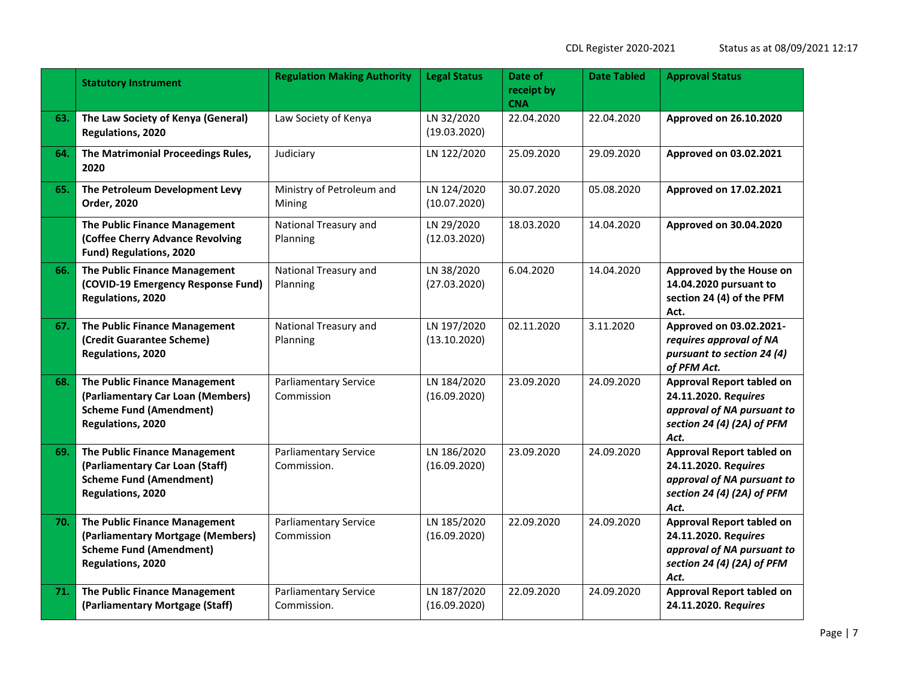| | Statistical Instrument | Regulation Making Authority | Legal Status | Date of receipt by CNA | Date Tabled | Approval Status |
|---|---|---|---|---|---|---|
| 63. | **The Law Society of Kenya (General) Regulations, 2020** | Law Society of Kenya | LN 32/2020 (19.03.2020) | 22.04.2020 | 22.04.2020 | **Approved on 26.10.2020** |
| 64. | **The Matrimonial Proceedings Rules, 2020** | Judiciary | LN 122/2020 | 25.09.2020 | 29.09.2020 | **Approved on 03.02.2021** |
| 65. | **The Petroleum Development Levy Order, 2020** | Ministry of Petroleum and Mining | LN 124/2020 (10.07.2020) | 30.07.2020 | 05.08.2020 | **Approved on 17.02.2021** |
| | **The Public Finance Management (Coffee Cherry Advance Revolving Fund) Regulations, 2020** | National Treasury and Planning | LN 29/2020 (12.03.2020) | 18.03.2020 | 14.04.2020 | **Approved on 30.04.2020** |
| 66. | **The Public Finance Management (COVID-19 Emergency Response Fund) Regulations, 2020** | National Treasury and Planning | LN 38/2020 (27.03.2020) | 6.04.2020 | 14.04.2020 | **Approved by the House on 14.04.2020 pursuant to section 24 (4) of the PFM Act.** |
| 67. | **The Public Finance Management (Credit Guarantee Scheme) Regulations, 2020** | National Treasury and Planning | LN 197/2020 (13.10.2020) | 02.11.2020 | 3.11.2020 | **Approved on 03.02.2021-** ***requires approval of NA pursuant to section 24 (4) of PFM Act.*** |
| 68. | **The Public Finance Management (Parliamentary Car Loan (Members) Scheme Fund (Amendment) Regulations, 2020** | Parliamentary Service Commission | LN 184/2020 (16.09.2020) | 23.09.2020 | 24.09.2020 | **Approval Report tabled on 24.11.2020.** ***Requires approval of NA pursuant to section 24 (4) (2A) of PFM Act.*** |
| 69. | **The Public Finance Management (Parliamentary Car Loan (Staff) Scheme Fund (Amendment) Regulations, 2020** | Parliamentary Service Commission. | LN 186/2020 (16.09.2020) | 23.09.2020 | 24.09.2020 | **Approval Report tabled on 24.11.2020.** ***Requires approval of NA pursuant to section 24 (4) (2A) of PFM Act.*** |
| 70. | **The Public Finance Management (Parliamentary Mortgage (Members) Scheme Fund (Amendment) Regulations, 2020** | Parliamentary Service Commission | LN 185/2020 (16.09.2020) | 22.09.2020 | 24.09.2020 | **Approval Report tabled on 24.11.2020.** ***Requires approval of NA pursuant to section 24 (4) (2A) of PFM Act.*** |
| 71. | **The Public Finance Management (Parliamentary Mortgage (Staff)** | Parliamentary Service Commission. | LN 187/2020 (16.09.2020) | 22.09.2020 | 24.09.2020 | **Approval Report tabled on 24.11.2020.** ***Requires*** |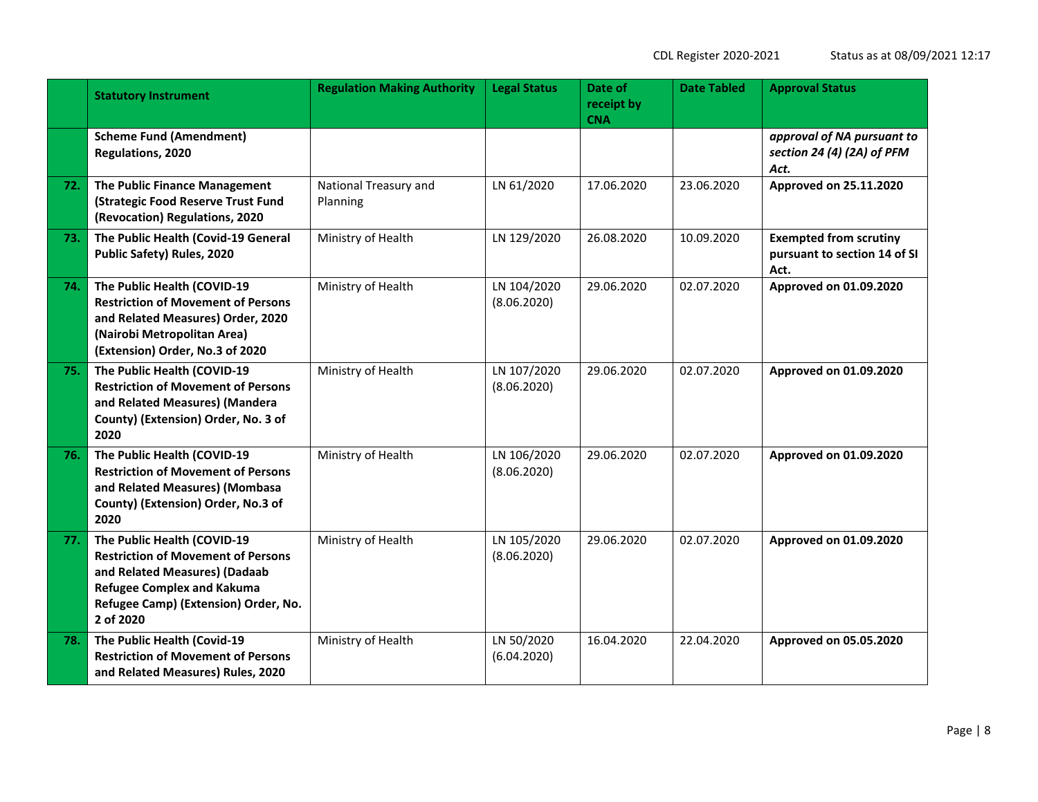|  | Statutory Instrument | Regulation Making Authority | Legal Status | Date of receipt by CNA | Date Tabled | Approval Status |
|---|---|---|---|---|---|---|
|  | **Scheme Fund (Amendment) Regulations, 2020** |  |  |  |  | ***approval of NA pursuant to section 24 (4) (2A) of PFM Act.*** |
| **72.** | **The Public Finance Management (Strategic Food Reserve Trust Fund (Revocation) Regulations, 2020** | National Treasury and Planning | LN 61/2020 | 17.06.2020 | 23.06.2020 | **Approved on 25.11.2020** |
| **73.** | **The Public Health (Covid-19 General Public Safety) Rules, 2020** | Ministry of Health | LN 129/2020 | 26.08.2020 | 10.09.2020 | **Exempted from scrutiny pursuant to section 14 of SI Act.** |
| **74.** | **The Public Health (COVID-19 Restriction of Movement of Persons and Related Measures) Order, 2020 (Nairobi Metropolitan Area) (Extension) Order, No.3 of 2020** | Ministry of Health | LN 104/2020 (8.06.2020) | 29.06.2020 | 02.07.2020 | **Approved on 01.09.2020** |
| **75.** | **The Public Health (COVID-19 Restriction of Movement of Persons and Related Measures) (Mandera County) (Extension) Order, No. 3 of 2020** | Ministry of Health | LN 107/2020 (8.06.2020) | 29.06.2020 | 02.07.2020 | **Approved on 01.09.2020** |
| **76.** | **The Public Health (COVID-19 Restriction of Movement of Persons and Related Measures) (Mombasa County) (Extension) Order, No.3 of 2020** | Ministry of Health | LN 106/2020 (8.06.2020) | 29.06.2020 | 02.07.2020 | **Approved on 01.09.2020** |
| **77.** | **The Public Health (COVID-19 Restriction of Movement of Persons and Related Measures) (Dadaab Refugee Complex and Kakuma Refugee Camp) (Extension) Order, No. 2 of 2020** | Ministry of Health | LN 105/2020 (8.06.2020) | 29.06.2020 | 02.07.2020 | **Approved on 01.09.2020** |
| **78.** | **The Public Health (Covid-19 Restriction of Movement of Persons and Related Measures) Rules, 2020** | Ministry of Health | LN 50/2020 (6.04.2020) | 16.04.2020 | 22.04.2020 | **Approved on 05.05.2020** |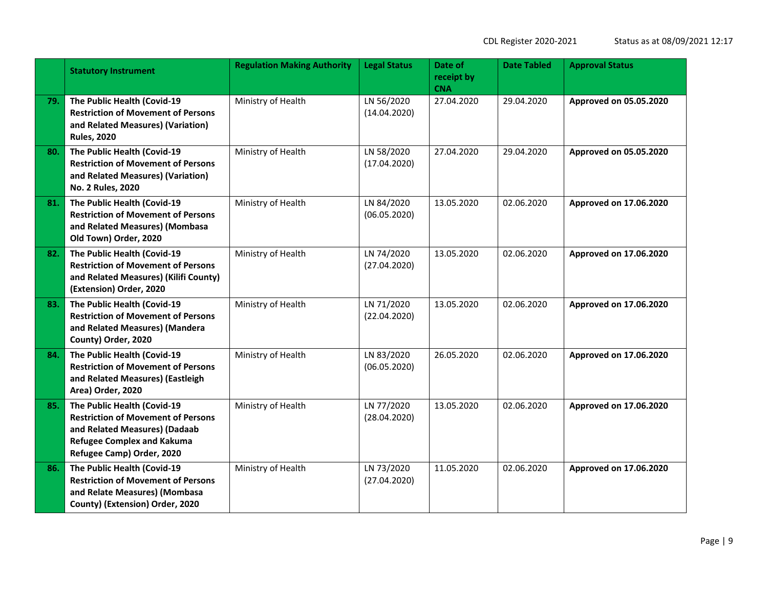| | Statutory Instrument | Regulation Making Authority | Legal Status | Date of receipt by CNA | Date Tabled | Approval Status |
|---|---|---|---|---|---|---|
| 79. | **The Public Health (Covid-19 Restriction of Movement of Persons and Related Measures) (Variation) Rules, 2020** | Ministry of Health | LN 56/2020 (14.04.2020) | 27.04.2020 | 29.04.2020 | **Approved on 05.05.2020** |
| 80. | **The Public Health (Covid-19 Restriction of Movement of Persons and Related Measures) (Variation) No. 2 Rules, 2020** | Ministry of Health | LN 58/2020 (17.04.2020) | 27.04.2020 | 29.04.2020 | **Approved on 05.05.2020** |
| 81. | **The Public Health (Covid-19 Restriction of Movement of Persons and Related Measures) (Mombasa Old Town) Order, 2020** | Ministry of Health | LN 84/2020 (06.05.2020) | 13.05.2020 | 02.06.2020 | **Approved on 17.06.2020** |
| 82. | **The Public Health (Covid-19 Restriction of Movement of Persons and Related Measures) (Kilifi County) (Extension) Order, 2020** | Ministry of Health | LN 74/2020 (27.04.2020) | 13.05.2020 | 02.06.2020 | **Approved on 17.06.2020** |
| 83. | **The Public Health (Covid-19 Restriction of Movement of Persons and Related Measures) (Mandera County) Order, 2020** | Ministry of Health | LN 71/2020 (22.04.2020) | 13.05.2020 | 02.06.2020 | **Approved on 17.06.2020** |
| 84. | **The Public Health (Covid-19 Restriction of Movement of Persons and Related Measures) (Eastleigh Area) Order, 2020** | Ministry of Health | LN 83/2020 (06.05.2020) | 26.05.2020 | 02.06.2020 | **Approved on 17.06.2020** |
| 85. | **The Public Health (Covid-19 Restriction of Movement of Persons and Related Measures) (Dadaab Refugee Complex and Kakuma Refugee Camp) Order, 2020** | Ministry of Health | LN 77/2020 (28.04.2020) | 13.05.2020 | 02.06.2020 | **Approved on 17.06.2020** |
| 86. | **The Public Health (Covid-19 Restriction of Movement of Persons and Relate Measures) (Mombasa County) (Extension) Order, 2020** | Ministry of Health | LN 73/2020 (27.04.2020) | 11.05.2020 | 02.06.2020 | **Approved on 17.06.2020** |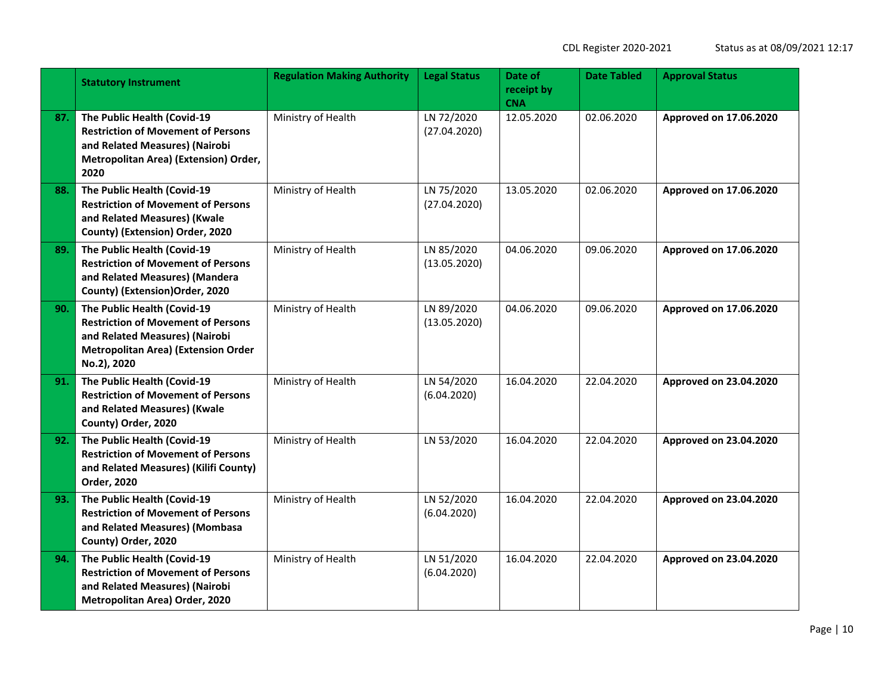| | Statutory Instrument | Regulation Making Authority | Legal Status | Date of receipt by CNA | Date Tabled | Approval Status |
|---|---|---|---|---|---|---|
| 87. | **The Public Health (Covid-19 Restriction of Movement of Persons and Related Measures) (Nairobi Metropolitan Area) (Extension) Order, 2020** | Ministry of Health | LN 72/2020 (27.04.2020) | 12.05.2020 | 02.06.2020 | **Approved on 17.06.2020** |
| 88. | **The Public Health (Covid-19 Restriction of Movement of Persons and Related Measures) (Kwale County) (Extension) Order, 2020** | Ministry of Health | LN 75/2020 (27.04.2020) | 13.05.2020 | 02.06.2020 | **Approved on 17.06.2020** |
| 89. | **The Public Health (Covid-19 Restriction of Movement of Persons and Related Measures) (Mandera County) (Extension)Order, 2020** | Ministry of Health | LN 85/2020 (13.05.2020) | 04.06.2020 | 09.06.2020 | **Approved on 17.06.2020** |
| 90. | **The Public Health (Covid-19 Restriction of Movement of Persons and Related Measures) (Nairobi Metropolitan Area) (Extension Order No.2), 2020** | Ministry of Health | LN 89/2020 (13.05.2020) | 04.06.2020 | 09.06.2020 | **Approved on 17.06.2020** |
| 91. | **The Public Health (Covid-19 Restriction of Movement of Persons and Related Measures) (Kwale County) Order, 2020** | Ministry of Health | LN 54/2020 (6.04.2020) | 16.04.2020 | 22.04.2020 | **Approved on 23.04.2020** |
| 92. | **The Public Health (Covid-19 Restriction of Movement of Persons and Related Measures) (Kilifi County) Order, 2020** | Ministry of Health | LN 53/2020 | 16.04.2020 | 22.04.2020 | **Approved on 23.04.2020** |
| 93. | **The Public Health (Covid-19 Restriction of Movement of Persons and Related Measures) (Mombasa County) Order, 2020** | Ministry of Health | LN 52/2020 (6.04.2020) | 16.04.2020 | 22.04.2020 | **Approved on 23.04.2020** |
| 94. | **The Public Health (Covid-19 Restriction of Movement of Persons and Related Measures) (Nairobi Metropolitan Area) Order, 2020** | Ministry of Health | LN 51/2020 (6.04.2020) | 16.04.2020 | 22.04.2020 | **Approved on 23.04.2020** |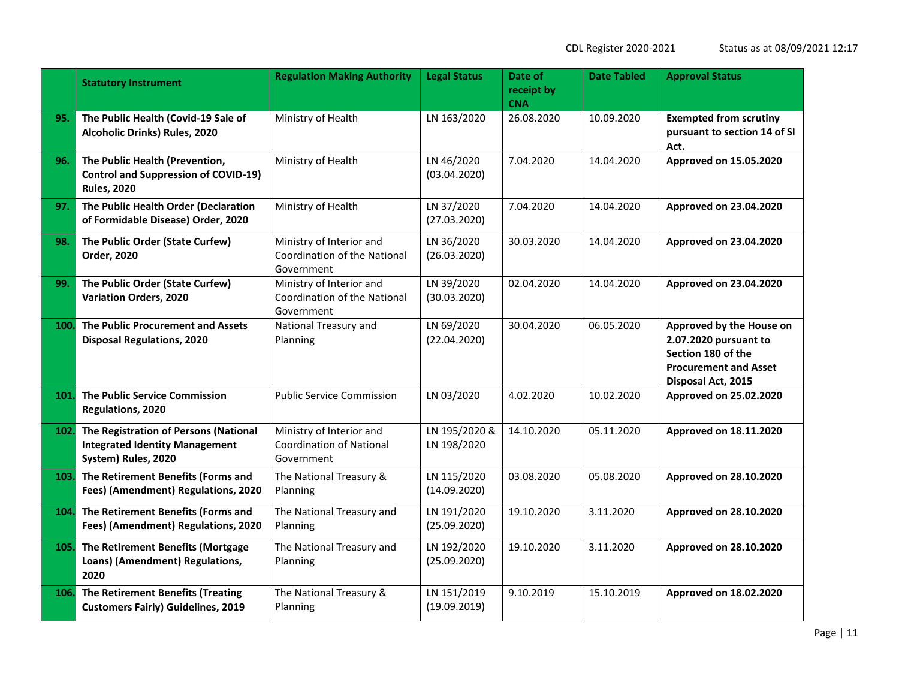| | Statutory Instrument | Regulation Making Authority | Legal Status | Date of receipt by CNA | Date Tabled | Approval Status |
|---|---|---|---|---|---|---|
| **95.** | **The Public Health (Covid-19 Sale of Alcoholic Drinks) Rules, 2020** | Ministry of Health | LN 163/2020 | 26.08.2020 | 10.09.2020 | **Exempted from scrutiny pursuant to section 14 of SI Act.** |
| **96.** | **The Public Health (Prevention, Control and Suppression of COVID-19) Rules, 2020** | Ministry of Health | LN 46/2020 (03.04.2020) | 7.04.2020 | 14.04.2020 | **Approved on 15.05.2020** |
| **97.** | **The Public Health Order (Declaration of Formidable Disease) Order, 2020** | Ministry of Health | LN 37/2020 (27.03.2020) | 7.04.2020 | 14.04.2020 | **Approved on 23.04.2020** |
| **98.** | **The Public Order (State Curfew) Order, 2020** | Ministry of Interior and Coordination of the National Government | LN 36/2020 (26.03.2020) | 30.03.2020 | 14.04.2020 | **Approved on 23.04.2020** |
| **99.** | **The Public Order (State Curfew) Variation Orders, 2020** | Ministry of Interior and Coordination of the National Government | LN 39/2020 (30.03.2020) | 02.04.2020 | 14.04.2020 | **Approved on 23.04.2020** |
| **100.** | **The Public Procurement and Assets Disposal Regulations, 2020** | National Treasury and Planning | LN 69/2020 (22.04.2020) | 30.04.2020 | 06.05.2020 | **Approved by the House on 2.07.2020 pursuant to Section 180 of the Procurement and Asset Disposal Act, 2015** |
| **101.** | **The Public Service Commission Regulations, 2020** | Public Service Commission | LN 03/2020 | 4.02.2020 | 10.02.2020 | **Approved on 25.02.2020** |
| **102.** | **The Registration of Persons (National Integrated Identity Management System) Rules, 2020** | Ministry of Interior and Coordination of National Government | LN 195/2020 & LN 198/2020 | 14.10.2020 | 05.11.2020 | **Approved on 18.11.2020** |
| **103.** | **The Retirement Benefits (Forms and Fees) (Amendment) Regulations, 2020** | The National Treasury & Planning | LN 115/2020 (14.09.2020) | 03.08.2020 | 05.08.2020 | **Approved on 28.10.2020** |
| **104.** | **The Retirement Benefits (Forms and Fees) (Amendment) Regulations, 2020** | The National Treasury and Planning | LN 191/2020 (25.09.2020) | 19.10.2020 | 3.11.2020 | **Approved on 28.10.2020** |
| **105.** | **The Retirement Benefits (Mortgage Loans) (Amendment) Regulations, 2020** | The National Treasury and Planning | LN 192/2020 (25.09.2020) | 19.10.2020 | 3.11.2020 | **Approved on 28.10.2020** |
| **106.** | **The Retirement Benefits (Treating Customers Fairly) Guidelines, 2019** | The National Treasury & Planning | LN 151/2019 (19.09.2019) | 9.10.2019 | 15.10.2019 | **Approved on 18.02.2020** |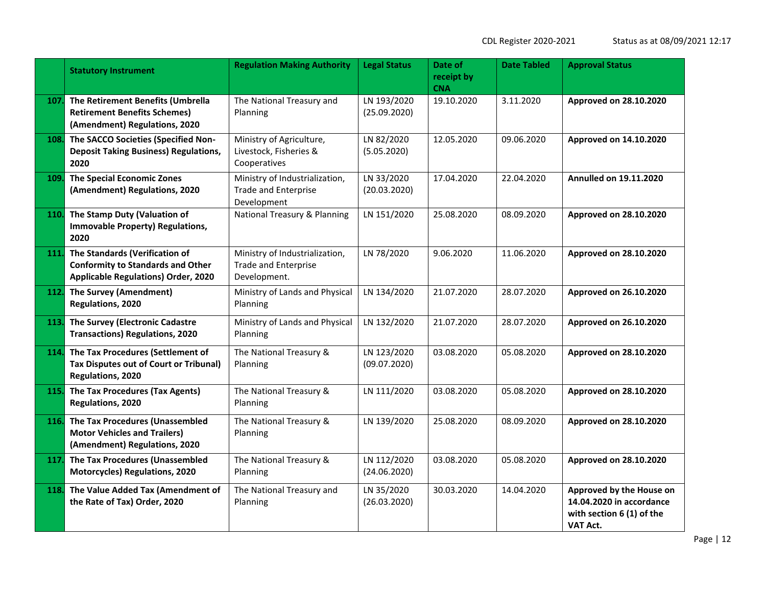| | Statutory Instrument | Regulation Making Authority | Legal Status | Date of receipt by CNA | Date Tabled | Approval Status |
|---|---|---|---|---|---|---|
| 107. | **The Retirement Benefits (Umbrella Retirement Benefits Schemes) (Amendment) Regulations, 2020** | The National Treasury and Planning | LN 193/2020 (25.09.2020) | 19.10.2020 | 3.11.2020 | **Approved on 28.10.2020** |
| 108. | **The SACCO Societies (Specified Non-Deposit Taking Business) Regulations, 2020** | Ministry of Agriculture, Livestock, Fisheries & Cooperatives | LN 82/2020 (5.05.2020) | 12.05.2020 | 09.06.2020 | **Approved on 14.10.2020** |
| 109. | **The Special Economic Zones (Amendment) Regulations, 2020** | Ministry of Industrialization, Trade and Enterprise Development | LN 33/2020 (20.03.2020) | 17.04.2020 | 22.04.2020 | **Annulled on 19.11.2020** |
| 110. | **The Stamp Duty (Valuation of Immovable Property) Regulations, 2020** | National Treasury & Planning | LN 151/2020 | 25.08.2020 | 08.09.2020 | **Approved on 28.10.2020** |
| 111. | **The Standards (Verification of Conformity to Standards and Other Applicable Regulations) Order, 2020** | Ministry of Industrialization, Trade and Enterprise Development. | LN 78/2020 | 9.06.2020 | 11.06.2020 | **Approved on 28.10.2020** |
| 112. | **The Survey (Amendment) Regulations, 2020** | Ministry of Lands and Physical Planning | LN 134/2020 | 21.07.2020 | 28.07.2020 | **Approved on 26.10.2020** |
| 113. | **The Survey (Electronic Cadastre Transactions) Regulations, 2020** | Ministry of Lands and Physical Planning | LN 132/2020 | 21.07.2020 | 28.07.2020 | **Approved on 26.10.2020** |
| 114. | **The Tax Procedures (Settlement of Tax Disputes out of Court or Tribunal) Regulations, 2020** | The National Treasury & Planning | LN 123/2020 (09.07.2020) | 03.08.2020 | 05.08.2020 | **Approved on 28.10.2020** |
| 115. | **The Tax Procedures (Tax Agents) Regulations, 2020** | The National Treasury & Planning | LN 111/2020 | 03.08.2020 | 05.08.2020 | **Approved on 28.10.2020** |
| 116. | **The Tax Procedures (Unassembled Motor Vehicles and Trailers) (Amendment) Regulations, 2020** | The National Treasury & Planning | LN 139/2020 | 25.08.2020 | 08.09.2020 | **Approved on 28.10.2020** |
| 117. | **The Tax Procedures (Unassembled Motorcycles) Regulations, 2020** | The National Treasury & Planning | LN 112/2020 (24.06.2020) | 03.08.2020 | 05.08.2020 | **Approved on 28.10.2020** |
| 118. | **The Value Added Tax (Amendment of the Rate of Tax) Order, 2020** | The National Treasury and Planning | LN 35/2020 (26.03.2020) | 30.03.2020 | 14.04.2020 | **Approved by the House on 14.04.2020 in accordance with section 6 (1) of the VAT Act.** |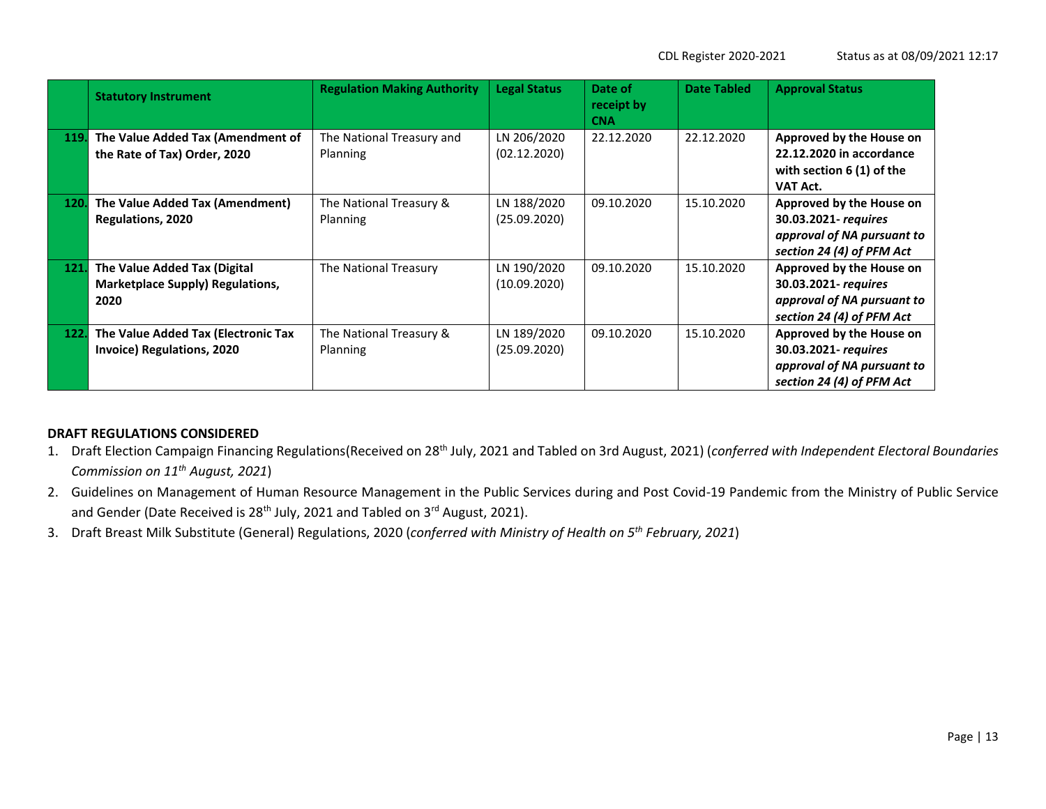| | Statutory Instrument | Regulation Making Authority | Legal Status | Date of receipt by CNA | Date Tabled | Approval Status |
|---|---|---|---|---|---|---|
| 119. | **The Value Added Tax (Amendment of the Rate of Tax) Order, 2020** | The National Treasury and Planning | LN 206/2020 (02.12.2020) | 22.12.2020 | 22.12.2020 | **Approved by the House on 22.12.2020 in accordance with section 6 (1) of the VAT Act.** |
| 120. | **The Value Added Tax (Amendment) Regulations, 2020** | The National Treasury & Planning | LN 188/2020 (25.09.2020) | 09.10.2020 | 15.10.2020 | **Approved by the House on 30.03.2021-** ***requires approval of NA pursuant to section 24 (4) of PFM Act*** |
| 121. | **The Value Added Tax (Digital Marketplace Supply) Regulations, 2020** | The National Treasury | LN 190/2020 (10.09.2020) | 09.10.2020 | 15.10.2020 | **Approved by the House on 30.03.2021-** ***requires approval of NA pursuant to section 24 (4) of PFM Act*** |
| 122. | **The Value Added Tax (Electronic Tax Invoice) Regulations, 2020** | The National Treasury & Planning | LN 189/2020 (25.09.2020) | 09.10.2020 | 15.10.2020 | **Approved by the House on 30.03.2021-** ***requires approval of NA pursuant to section 24 (4) of PFM Act*** |

**DRAFT REGULATIONS CONSIDERED**

1. Draft Election Campaign Financing Regulations(Received on 28th July, 2021 and Tabled on 3rd August, 2021) (*conferred with Independent Electoral Boundaries Commission on 11th August, 2021*)
2. Guidelines on Management of Human Resource Management in the Public Services during and Post Covid-19 Pandemic from the Ministry of Public Service and Gender (Date Received is 28th July, 2021 and Tabled on 3rd August, 2021).
3. Draft Breast Milk Substitute (General) Regulations, 2020 (*conferred with Ministry of Health on 5th February, 2021*)